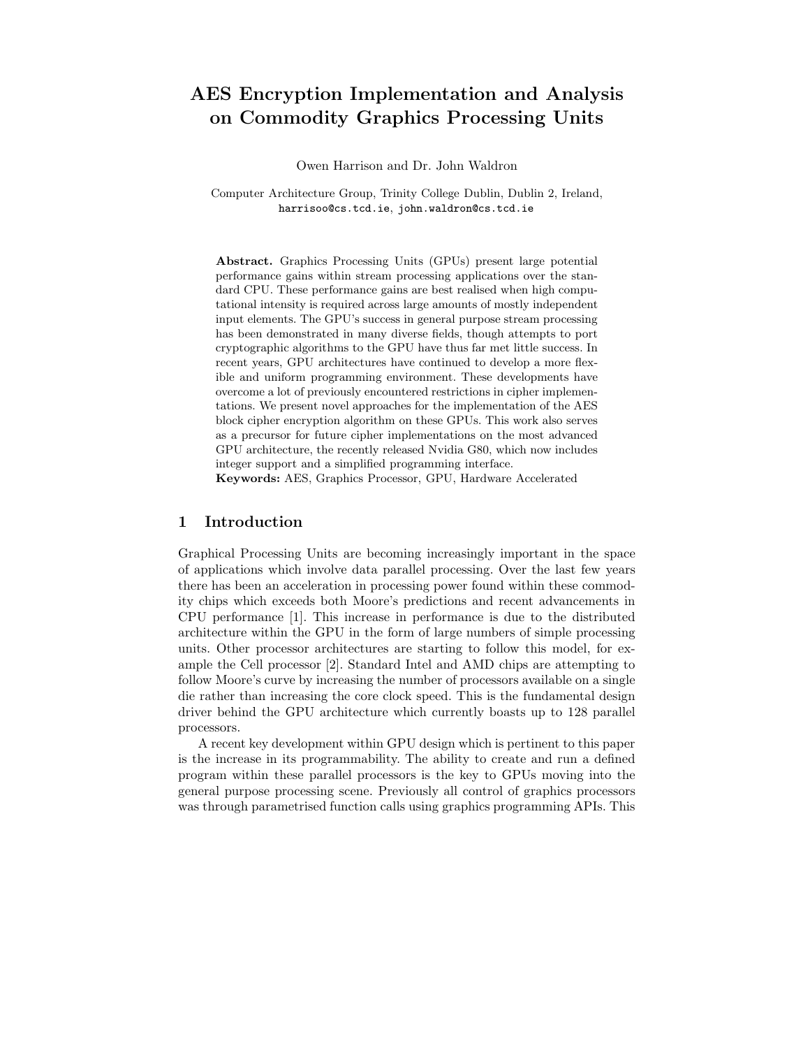# AES Encryption Implementation and Analysis on Commodity Graphics Processing Units

Owen Harrison and Dr. John Waldron

Computer Architecture Group, Trinity College Dublin, Dublin 2, Ireland,
harrisoo@cs.tcd.ie, john.waldron@cs.tcd.ie

**Abstract.** Graphics Processing Units (GPUs) present large potential performance gains within stream processing applications over the standard CPU. These performance gains are best realised when high computational intensity is required across large amounts of mostly independent input elements. The GPU's success in general purpose stream processing has been demonstrated in many diverse fields, though attempts to port cryptographic algorithms to the GPU have thus far met little success. In recent years, GPU architectures have continued to develop a more flexible and uniform programming environment. These developments have overcome a lot of previously encountered restrictions in cipher implementations. We present novel approaches for the implementation of the AES block cipher encryption algorithm on these GPUs. This work also serves as a precursor for future cipher implementations on the most advanced GPU architecture, the recently released Nvidia G80, which now includes integer support and a simplified programming interface.

**Keywords:** AES, Graphics Processor, GPU, Hardware Accelerated

## 1 Introduction

Graphical Processing Units are becoming increasingly important in the space of applications which involve data parallel processing. Over the last few years there has been an acceleration in processing power found within these commodity chips which exceeds both Moore's predictions and recent advancements in CPU performance [1]. This increase in performance is due to the distributed architecture within the GPU in the form of large numbers of simple processing units. Other processor architectures are starting to follow this model, for example the Cell processor [2]. Standard Intel and AMD chips are attempting to follow Moore's curve by increasing the number of processors available on a single die rather than increasing the core clock speed. This is the fundamental design driver behind the GPU architecture which currently boasts up to 128 parallel processors.

A recent key development within GPU design which is pertinent to this paper is the increase in its programmability. The ability to create and run a defined program within these parallel processors is the key to GPUs moving into the general purpose processing scene. Previously all control of graphics processors was through parametrised function calls using graphics programming APIs. This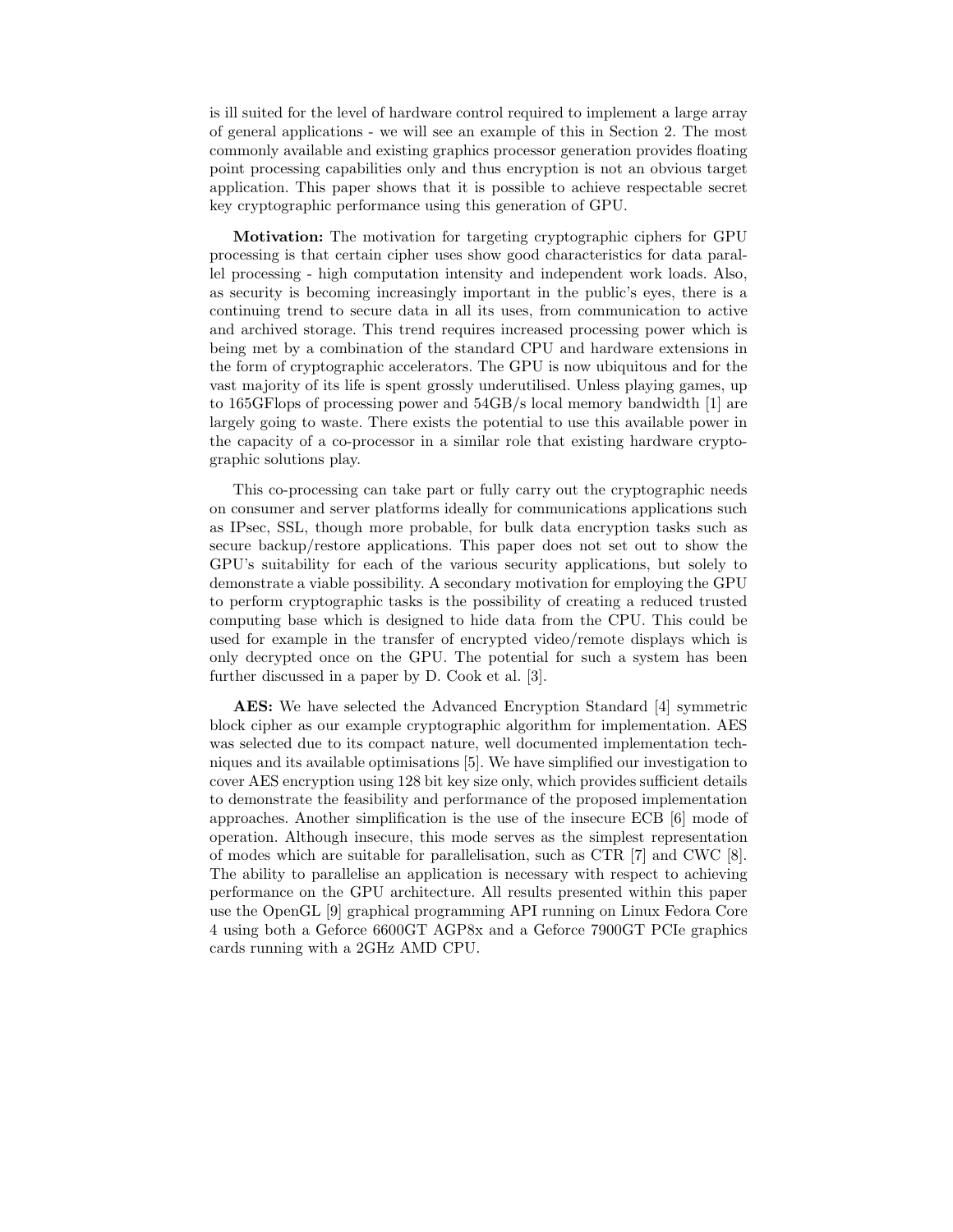is ill suited for the level of hardware control required to implement a large array of general applications - we will see an example of this in Section 2. The most commonly available and existing graphics processor generation provides floating point processing capabilities only and thus encryption is not an obvious target application. This paper shows that it is possible to achieve respectable secret key cryptographic performance using this generation of GPU.

**Motivation:** The motivation for targeting cryptographic ciphers for GPU processing is that certain cipher uses show good characteristics for data parallel processing - high computation intensity and independent work loads. Also, as security is becoming increasingly important in the public's eyes, there is a continuing trend to secure data in all its uses, from communication to active and archived storage. This trend requires increased processing power which is being met by a combination of the standard CPU and hardware extensions in the form of cryptographic accelerators. The GPU is now ubiquitous and for the vast majority of its life is spent grossly underutilised. Unless playing games, up to 165GFlops of processing power and 54GB/s local memory bandwidth [1] are largely going to waste. There exists the potential to use this available power in the capacity of a co-processor in a similar role that existing hardware cryptographic solutions play.

This co-processing can take part or fully carry out the cryptographic needs on consumer and server platforms ideally for communications applications such as IPsec, SSL, though more probable, for bulk data encryption tasks such as secure backup/restore applications. This paper does not set out to show the GPU's suitability for each of the various security applications, but solely to demonstrate a viable possibility. A secondary motivation for employing the GPU to perform cryptographic tasks is the possibility of creating a reduced trusted computing base which is designed to hide data from the CPU. This could be used for example in the transfer of encrypted video/remote displays which is only decrypted once on the GPU. The potential for such a system has been further discussed in a paper by D. Cook et al. [3].

**AES:** We have selected the Advanced Encryption Standard [4] symmetric block cipher as our example cryptographic algorithm for implementation. AES was selected due to its compact nature, well documented implementation techniques and its available optimisations [5]. We have simplified our investigation to cover AES encryption using 128 bit key size only, which provides sufficient details to demonstrate the feasibility and performance of the proposed implementation approaches. Another simplification is the use of the insecure ECB [6] mode of operation. Although insecure, this mode serves as the simplest representation of modes which are suitable for parallelisation, such as CTR [7] and CWC [8]. The ability to parallelise an application is necessary with respect to achieving performance on the GPU architecture. All results presented within this paper use the OpenGL [9] graphical programming API running on Linux Fedora Core 4 using both a Geforce 6600GT AGP8x and a Geforce 7900GT PCIe graphics cards running with a 2GHz AMD CPU.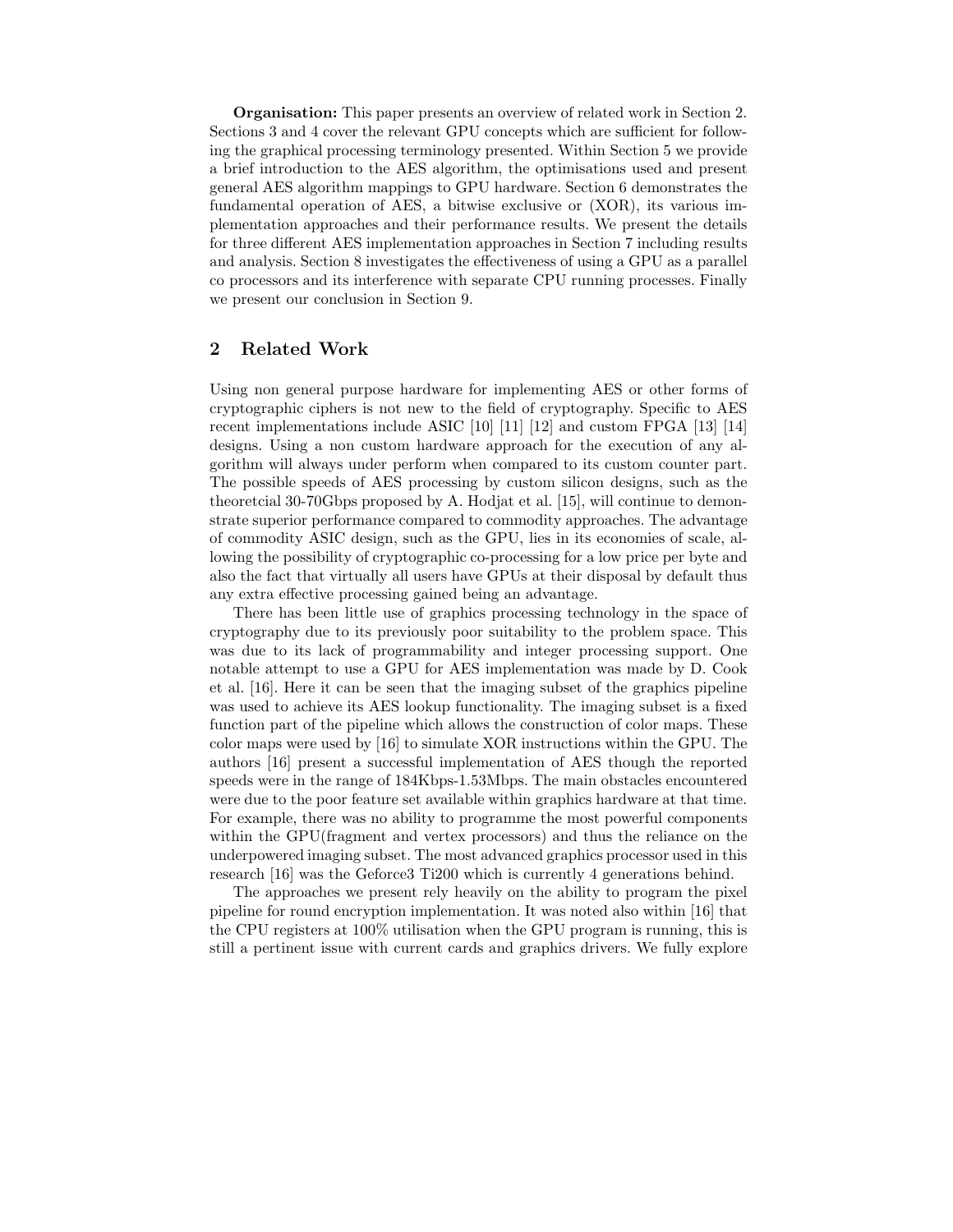**Organisation:** This paper presents an overview of related work in Section 2. Sections 3 and 4 cover the relevant GPU concepts which are sufficient for following the graphical processing terminology presented. Within Section 5 we provide a brief introduction to the AES algorithm, the optimisations used and present general AES algorithm mappings to GPU hardware. Section 6 demonstrates the fundamental operation of AES, a bitwise exclusive or (XOR), its various implementation approaches and their performance results. We present the details for three different AES implementation approaches in Section 7 including results and analysis. Section 8 investigates the effectiveness of using a GPU as a parallel co processors and its interference with separate CPU running processes. Finally we present our conclusion in Section 9.

## 2 Related Work

Using non general purpose hardware for implementing AES or other forms of cryptographic ciphers is not new to the field of cryptography. Specific to AES recent implementations include ASIC [10] [11] [12] and custom FPGA [13] [14] designs. Using a non custom hardware approach for the execution of any algorithm will always under perform when compared to its custom counter part. The possible speeds of AES processing by custom silicon designs, such as the theoretcial 30-70Gbps proposed by A. Hodjat et al. [15], will continue to demonstrate superior performance compared to commodity approaches. The advantage of commodity ASIC design, such as the GPU, lies in its economies of scale, allowing the possibility of cryptographic co-processing for a low price per byte and also the fact that virtually all users have GPUs at their disposal by default thus any extra effective processing gained being an advantage.

There has been little use of graphics processing technology in the space of cryptography due to its previously poor suitability to the problem space. This was due to its lack of programmability and integer processing support. One notable attempt to use a GPU for AES implementation was made by D. Cook et al. [16]. Here it can be seen that the imaging subset of the graphics pipeline was used to achieve its AES lookup functionality. The imaging subset is a fixed function part of the pipeline which allows the construction of color maps. These color maps were used by [16] to simulate XOR instructions within the GPU. The authors [16] present a successful implementation of AES though the reported speeds were in the range of 184Kbps-1.53Mbps. The main obstacles encountered were due to the poor feature set available within graphics hardware at that time. For example, there was no ability to programme the most powerful components within the GPU(fragment and vertex processors) and thus the reliance on the underpowered imaging subset. The most advanced graphics processor used in this research [16] was the Geforce3 Ti200 which is currently 4 generations behind.

The approaches we present rely heavily on the ability to program the pixel pipeline for round encryption implementation. It was noted also within [16] that the CPU registers at 100% utilisation when the GPU program is running, this is still a pertinent issue with current cards and graphics drivers. We fully explore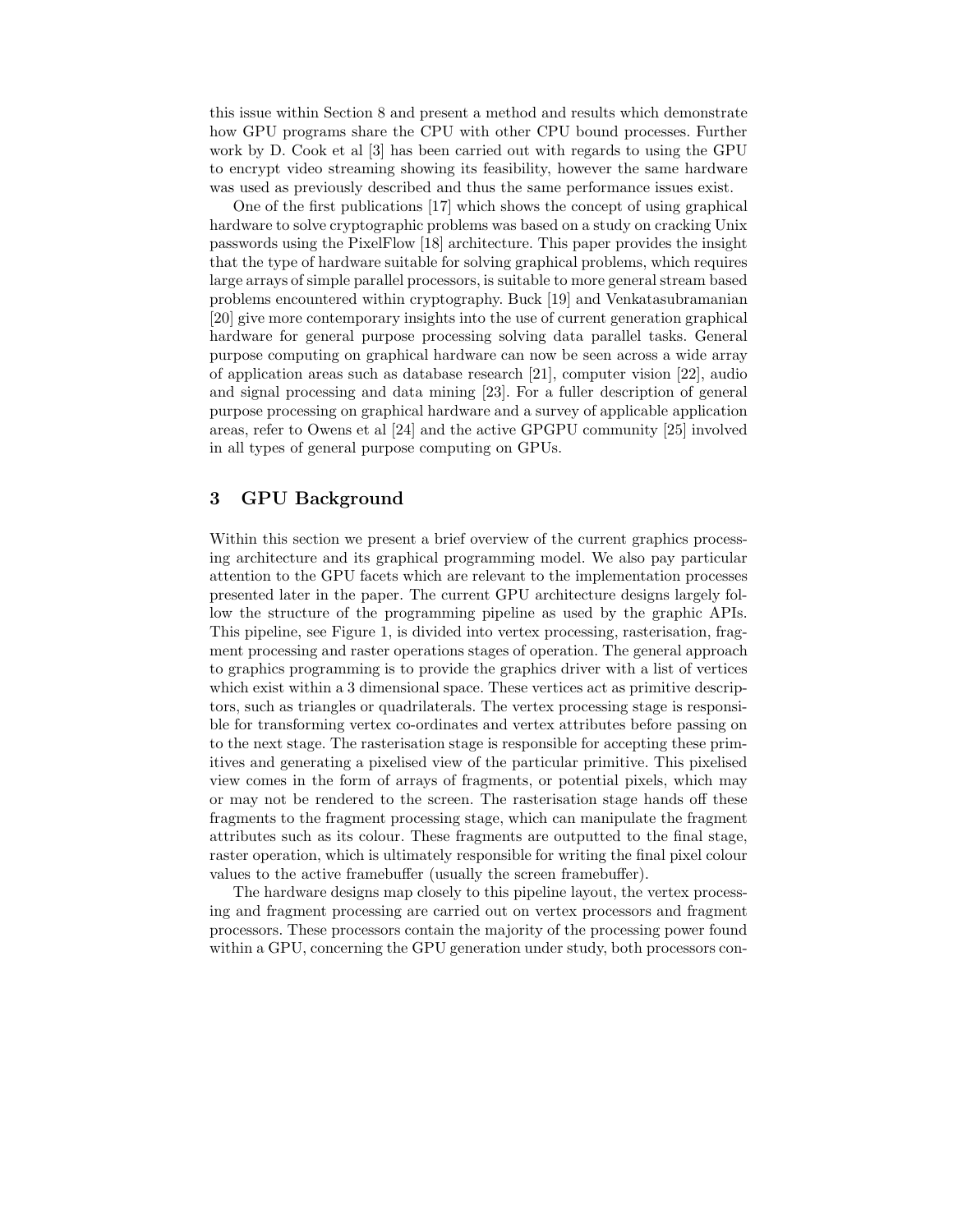this issue within Section 8 and present a method and results which demonstrate how GPU programs share the CPU with other CPU bound processes. Further work by D. Cook et al [3] has been carried out with regards to using the GPU to encrypt video streaming showing its feasibility, however the same hardware was used as previously described and thus the same performance issues exist.

One of the first publications [17] which shows the concept of using graphical hardware to solve cryptographic problems was based on a study on cracking Unix passwords using the PixelFlow [18] architecture. This paper provides the insight that the type of hardware suitable for solving graphical problems, which requires large arrays of simple parallel processors, is suitable to more general stream based problems encountered within cryptography. Buck [19] and Venkatasubramanian [20] give more contemporary insights into the use of current generation graphical hardware for general purpose processing solving data parallel tasks. General purpose computing on graphical hardware can now be seen across a wide array of application areas such as database research [21], computer vision [22], audio and signal processing and data mining [23]. For a fuller description of general purpose processing on graphical hardware and a survey of applicable application areas, refer to Owens et al [24] and the active GPGPU community [25] involved in all types of general purpose computing on GPUs.

## 3 GPU Background

Within this section we present a brief overview of the current graphics processing architecture and its graphical programming model. We also pay particular attention to the GPU facets which are relevant to the implementation processes presented later in the paper. The current GPU architecture designs largely follow the structure of the programming pipeline as used by the graphic APIs. This pipeline, see Figure 1, is divided into vertex processing, rasterisation, fragment processing and raster operations stages of operation. The general approach to graphics programming is to provide the graphics driver with a list of vertices which exist within a 3 dimensional space. These vertices act as primitive descriptors, such as triangles or quadrilaterals. The vertex processing stage is responsible for transforming vertex co-ordinates and vertex attributes before passing on to the next stage. The rasterisation stage is responsible for accepting these primitives and generating a pixelised view of the particular primitive. This pixelised view comes in the form of arrays of fragments, or potential pixels, which may or may not be rendered to the screen. The rasterisation stage hands off these fragments to the fragment processing stage, which can manipulate the fragment attributes such as its colour. These fragments are outputted to the final stage, raster operation, which is ultimately responsible for writing the final pixel colour values to the active framebuffer (usually the screen framebuffer).

The hardware designs map closely to this pipeline layout, the vertex processing and fragment processing are carried out on vertex processors and fragment processors. These processors contain the majority of the processing power found within a GPU, concerning the GPU generation under study, both processors con-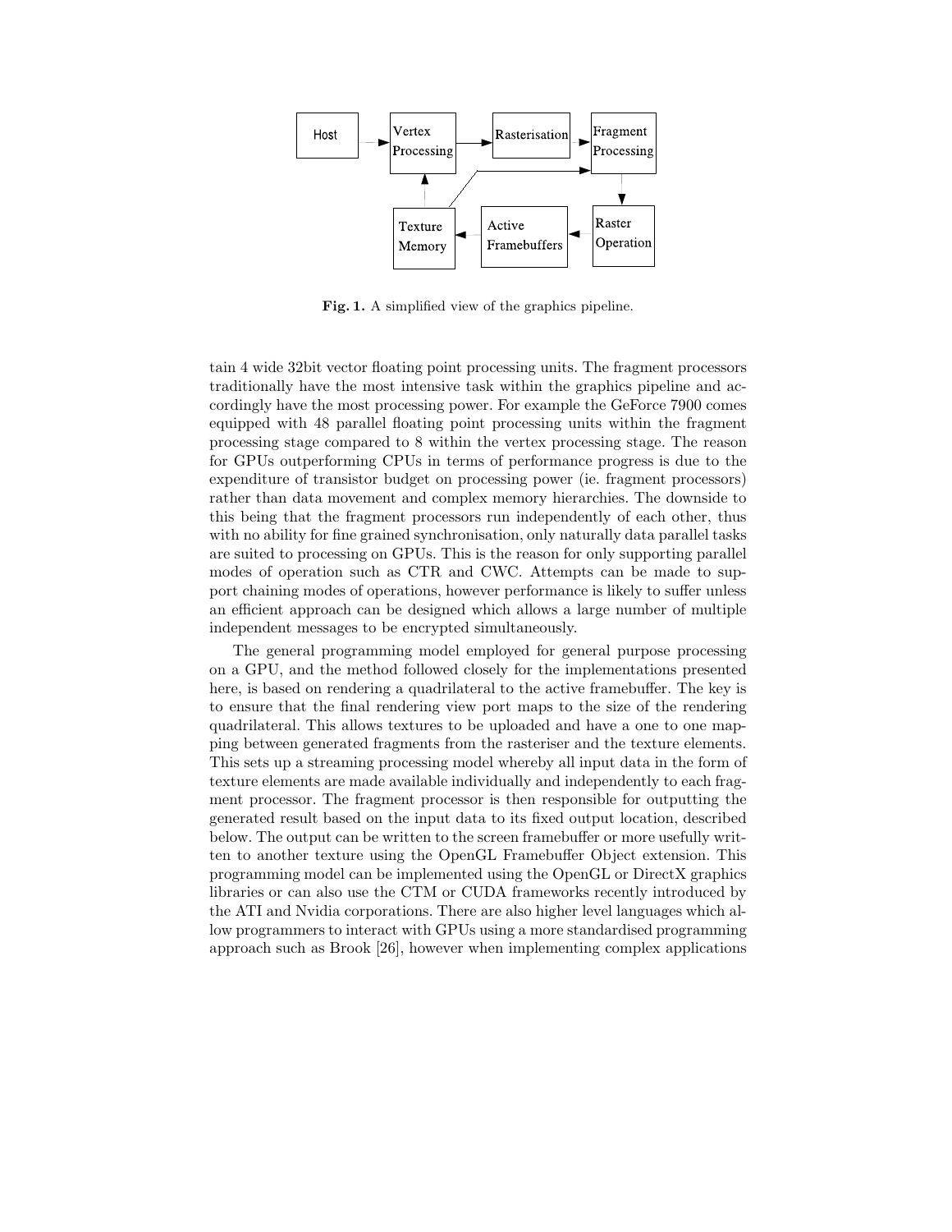Host

Vertex Processing

Rasterisation

Fragment Processing

Texture Memory

Active Framebuffers

Raster Operation

**Fig. 1.** A simplified view of the graphics pipeline.

tain 4 wide 32bit vector floating point processing units. The fragment processors traditionally have the most intensive task within the graphics pipeline and accordingly have the most processing power. For example the GeForce 7900 comes equipped with 48 parallel floating point processing units within the fragment processing stage compared to 8 within the vertex processing stage. The reason for GPUs outperforming CPUs in terms of performance progress is due to the expenditure of transistor budget on processing power (ie. fragment processors) rather than data movement and complex memory hierarchies. The downside to this being that the fragment processors run independently of each other, thus with no ability for fine grained synchronisation, only naturally data parallel tasks are suited to processing on GPUs. This is the reason for only supporting parallel modes of operation such as CTR and CWC. Attempts can be made to support chaining modes of operations, however performance is likely to suffer unless an efficient approach can be designed which allows a large number of multiple independent messages to be encrypted simultaneously.

The general programming model employed for general purpose processing on a GPU, and the method followed closely for the implementations presented here, is based on rendering a quadrilateral to the active framebuffer. The key is to ensure that the final rendering view port maps to the size of the rendering quadrilateral. This allows textures to be uploaded and have a one to one mapping between generated fragments from the rasteriser and the texture elements. This sets up a streaming processing model whereby all input data in the form of texture elements are made available individually and independently to each fragment processor. The fragment processor is then responsible for outputting the generated result based on the input data to its fixed output location, described below. The output can be written to the screen framebuffer or more usefully written to another texture using the OpenGL Framebuffer Object extension. This programming model can be implemented using the OpenGL or DirectX graphics libraries or can also use the CTM or CUDA frameworks recently introduced by the ATI and Nvidia corporations. There are also higher level languages which allow programmers to interact with GPUs using a more standardised programming approach such as Brook [26], however when implementing complex applications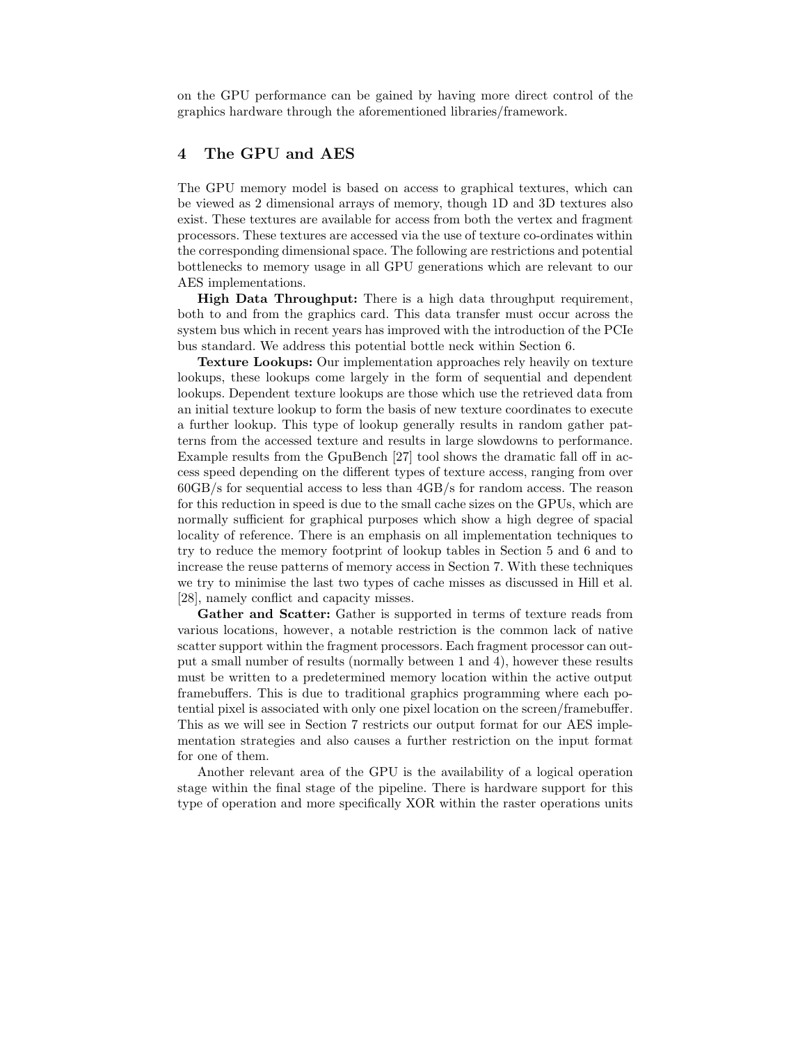on the GPU performance can be gained by having more direct control of the graphics hardware through the aforementioned libraries/framework.

## 4 The GPU and AES

The GPU memory model is based on access to graphical textures, which can be viewed as 2 dimensional arrays of memory, though 1D and 3D textures also exist. These textures are available for access from both the vertex and fragment processors. These textures are accessed via the use of texture co-ordinates within the corresponding dimensional space. The following are restrictions and potential bottlenecks to memory usage in all GPU generations which are relevant to our AES implementations.

**High Data Throughput:** There is a high data throughput requirement, both to and from the graphics card. This data transfer must occur across the system bus which in recent years has improved with the introduction of the PCIe bus standard. We address this potential bottle neck within Section 6.

**Texture Lookups:** Our implementation approaches rely heavily on texture lookups, these lookups come largely in the form of sequential and dependent lookups. Dependent texture lookups are those which use the retrieved data from an initial texture lookup to form the basis of new texture coordinates to execute a further lookup. This type of lookup generally results in random gather patterns from the accessed texture and results in large slowdowns to performance. Example results from the GpuBench [27] tool shows the dramatic fall off in access speed depending on the different types of texture access, ranging from over 60GB/s for sequential access to less than 4GB/s for random access. The reason for this reduction in speed is due to the small cache sizes on the GPUs, which are normally sufficient for graphical purposes which show a high degree of spacial locality of reference. There is an emphasis on all implementation techniques to try to reduce the memory footprint of lookup tables in Section 5 and 6 and to increase the reuse patterns of memory access in Section 7. With these techniques we try to minimise the last two types of cache misses as discussed in Hill et al. [28], namely conflict and capacity misses.

**Gather and Scatter:** Gather is supported in terms of texture reads from various locations, however, a notable restriction is the common lack of native scatter support within the fragment processors. Each fragment processor can output a small number of results (normally between 1 and 4), however these results must be written to a predetermined memory location within the active output framebuffers. This is due to traditional graphics programming where each potential pixel is associated with only one pixel location on the screen/framebuffer. This as we will see in Section 7 restricts our output format for our AES implementation strategies and also causes a further restriction on the input format for one of them.

Another relevant area of the GPU is the availability of a logical operation stage within the final stage of the pipeline. There is hardware support for this type of operation and more specifically XOR within the raster operations units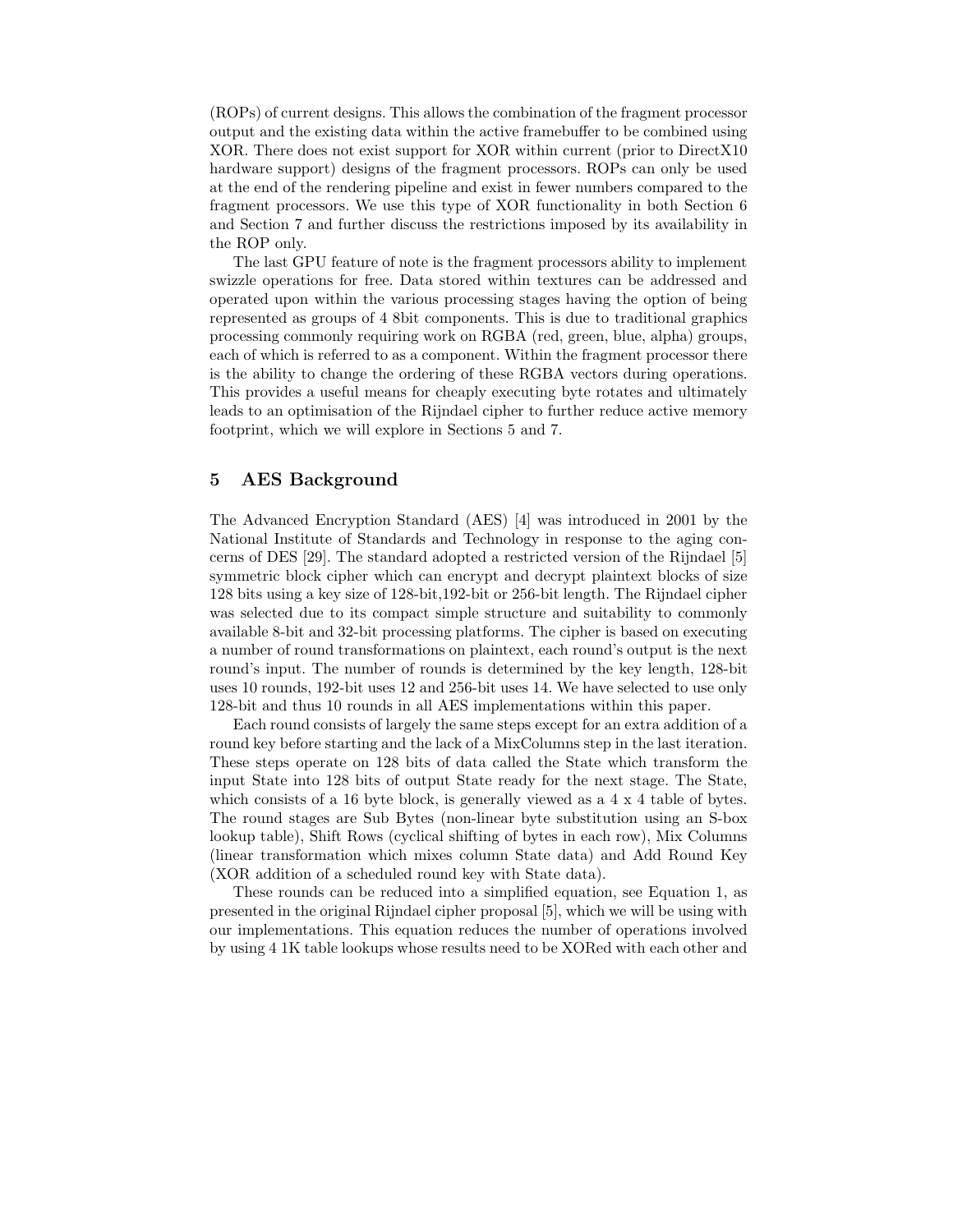(ROPs) of current designs. This allows the combination of the fragment processor output and the existing data within the active framebuffer to be combined using XOR. There does not exist support for XOR within current (prior to DirectX10 hardware support) designs of the fragment processors. ROPs can only be used at the end of the rendering pipeline and exist in fewer numbers compared to the fragment processors. We use this type of XOR functionality in both Section 6 and Section 7 and further discuss the restrictions imposed by its availability in the ROP only.

The last GPU feature of note is the fragment processors ability to implement swizzle operations for free. Data stored within textures can be addressed and operated upon within the various processing stages having the option of being represented as groups of 4 8bit components. This is due to traditional graphics processing commonly requiring work on RGBA (red, green, blue, alpha) groups, each of which is referred to as a component. Within the fragment processor there is the ability to change the ordering of these RGBA vectors during operations. This provides a useful means for cheaply executing byte rotates and ultimately leads to an optimisation of the Rijndael cipher to further reduce active memory footprint, which we will explore in Sections 5 and 7.

## 5 AES Background

The Advanced Encryption Standard (AES) [4] was introduced in 2001 by the National Institute of Standards and Technology in response to the aging concerns of DES [29]. The standard adopted a restricted version of the Rijndael [5] symmetric block cipher which can encrypt and decrypt plaintext blocks of size 128 bits using a key size of 128-bit,192-bit or 256-bit length. The Rijndael cipher was selected due to its compact simple structure and suitability to commonly available 8-bit and 32-bit processing platforms. The cipher is based on executing a number of round transformations on plaintext, each round's output is the next round's input. The number of rounds is determined by the key length, 128-bit uses 10 rounds, 192-bit uses 12 and 256-bit uses 14. We have selected to use only 128-bit and thus 10 rounds in all AES implementations within this paper.

Each round consists of largely the same steps except for an extra addition of a round key before starting and the lack of a MixColumns step in the last iteration. These steps operate on 128 bits of data called the State which transform the input State into 128 bits of output State ready for the next stage. The State, which consists of a 16 byte block, is generally viewed as a 4 x 4 table of bytes. The round stages are Sub Bytes (non-linear byte substitution using an S-box lookup table), Shift Rows (cyclical shifting of bytes in each row), Mix Columns (linear transformation which mixes column State data) and Add Round Key (XOR addition of a scheduled round key with State data).

These rounds can be reduced into a simplified equation, see Equation 1, as presented in the original Rijndael cipher proposal [5], which we will be using with our implementations. This equation reduces the number of operations involved by using 4 1K table lookups whose results need to be XORed with each other and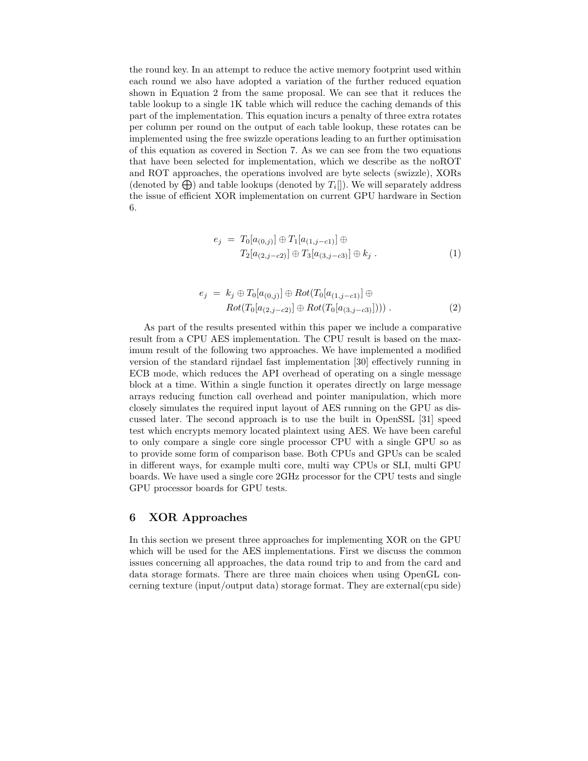the round key. In an attempt to reduce the active memory footprint used within each round we also have adopted a variation of the further reduced equation shown in Equation 2 from the same proposal. We can see that it reduces the table lookup to a single 1K table which will reduce the caching demands of this part of the implementation. This equation incurs a penalty of three extra rotates per column per round on the output of each table lookup, these rotates can be implemented using the free swizzle operations leading to an further optimisation of this equation as covered in Section 7. As we can see from the two equations that have been selected for implementation, which we describe as the noROT and ROT approaches, the operations involved are byte selects (swizzle), XORs (denoted by $\bigoplus$) and table lookups (denoted by $T_i[]$). We will separately address the issue of efficient XOR implementation on current GPU hardware in Section 6.

$$
\begin{aligned}
e_j \; = \; & T_0[a_{(0,j)}] \oplus T_1[a_{(1,j-c1)}] \oplus \\
& T_2[a_{(2,j-c2)}] \oplus T_3[a_{(3,j-c3)}] \oplus k_j \; .
\end{aligned}
\tag{1}
$$

$$
\begin{aligned}
e_j \; = \; & k_j \oplus T_0[a_{(0,j)}] \oplus Rot(T_0[a_{(1,j-c1)}] \oplus \\
& Rot(T_0[a_{(2,j-c2)}] \oplus Rot(T_0[a_{(3,j-c3)}]))) \; .
\end{aligned}
\tag{2}
$$

As part of the results presented within this paper we include a comparative result from a CPU AES implementation. The CPU result is based on the maximum result of the following two approaches. We have implemented a modified version of the standard rijndael fast implementation [30] effectively running in ECB mode, which reduces the API overhead of operating on a single message block at a time. Within a single function it operates directly on large message arrays reducing function call overhead and pointer manipulation, which more closely simulates the required input layout of AES running on the GPU as discussed later. The second approach is to use the built in OpenSSL [31] speed test which encrypts memory located plaintext using AES. We have been careful to only compare a single core single processor CPU with a single GPU so as to provide some form of comparison base. Both CPUs and GPUs can be scaled in different ways, for example multi core, multi way CPUs or SLI, multi GPU boards. We have used a single core 2GHz processor for the CPU tests and single GPU processor boards for GPU tests.

## 6 XOR Approaches

In this section we present three approaches for implementing XOR on the GPU which will be used for the AES implementations. First we discuss the common issues concerning all approaches, the data round trip to and from the card and data storage formats. There are three main choices when using OpenGL concerning texture (input/output data) storage format. They are external(cpu side)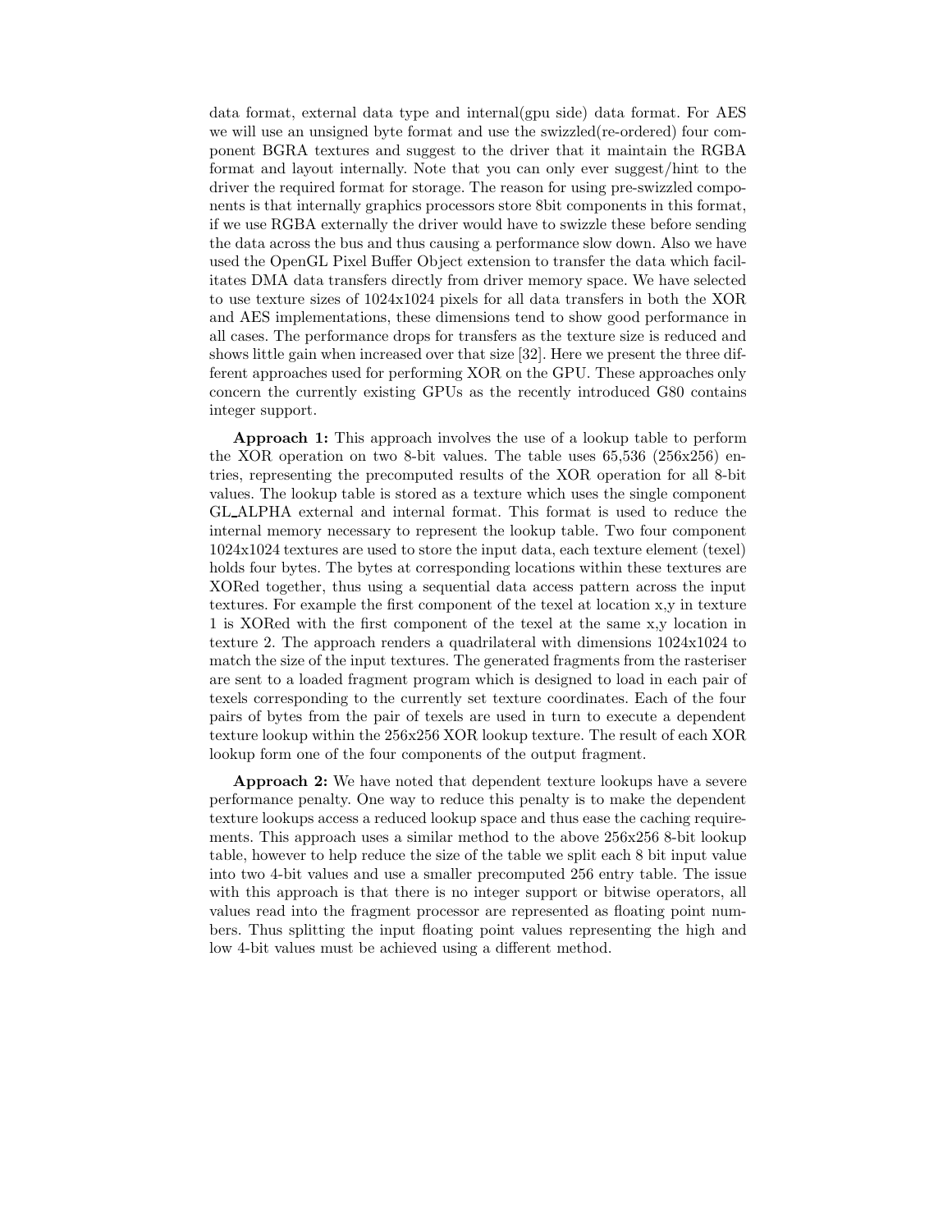data format, external data type and internal(gpu side) data format. For AES we will use an unsigned byte format and use the swizzled(re-ordered) four component BGRA textures and suggest to the driver that it maintain the RGBA format and layout internally. Note that you can only ever suggest/hint to the driver the required format for storage. The reason for using pre-swizzled components is that internally graphics processors store 8bit components in this format, if we use RGBA externally the driver would have to swizzle these before sending the data across the bus and thus causing a performance slow down. Also we have used the OpenGL Pixel Buffer Object extension to transfer the data which facilitates DMA data transfers directly from driver memory space. We have selected to use texture sizes of 1024x1024 pixels for all data transfers in both the XOR and AES implementations, these dimensions tend to show good performance in all cases. The performance drops for transfers as the texture size is reduced and shows little gain when increased over that size [32]. Here we present the three different approaches used for performing XOR on the GPU. These approaches only concern the currently existing GPUs as the recently introduced G80 contains integer support.

**Approach 1:** This approach involves the use of a lookup table to perform the XOR operation on two 8-bit values. The table uses 65,536 (256x256) entries, representing the precomputed results of the XOR operation for all 8-bit values. The lookup table is stored as a texture which uses the single component GL_ALPHA external and internal format. This format is used to reduce the internal memory necessary to represent the lookup table. Two four component 1024x1024 textures are used to store the input data, each texture element (texel) holds four bytes. The bytes at corresponding locations within these textures are XORed together, thus using a sequential data access pattern across the input textures. For example the first component of the texel at location x,y in texture 1 is XORed with the first component of the texel at the same x,y location in texture 2. The approach renders a quadrilateral with dimensions 1024x1024 to match the size of the input textures. The generated fragments from the rasteriser are sent to a loaded fragment program which is designed to load in each pair of texels corresponding to the currently set texture coordinates. Each of the four pairs of bytes from the pair of texels are used in turn to execute a dependent texture lookup within the 256x256 XOR lookup texture. The result of each XOR lookup form one of the four components of the output fragment.

**Approach 2:** We have noted that dependent texture lookups have a severe performance penalty. One way to reduce this penalty is to make the dependent texture lookups access a reduced lookup space and thus ease the caching requirements. This approach uses a similar method to the above 256x256 8-bit lookup table, however to help reduce the size of the table we split each 8 bit input value into two 4-bit values and use a smaller precomputed 256 entry table. The issue with this approach is that there is no integer support or bitwise operators, all values read into the fragment processor are represented as floating point numbers. Thus splitting the input floating point values representing the high and low 4-bit values must be achieved using a different method.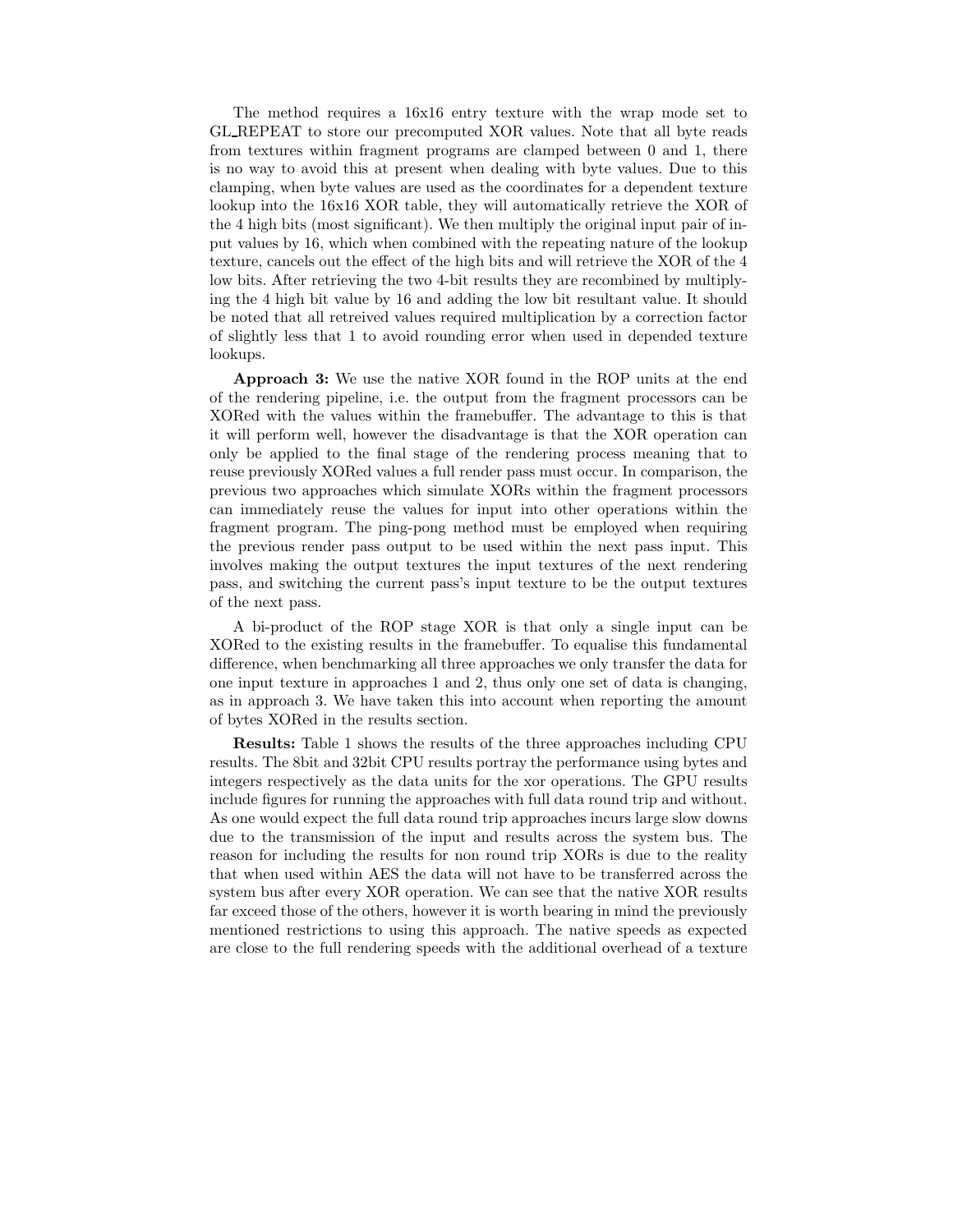The method requires a 16x16 entry texture with the wrap mode set to GL_REPEAT to store our precomputed XOR values. Note that all byte reads from textures within fragment programs are clamped between 0 and 1, there is no way to avoid this at present when dealing with byte values. Due to this clamping, when byte values are used as the coordinates for a dependent texture lookup into the 16x16 XOR table, they will automatically retrieve the XOR of the 4 high bits (most significant). We then multiply the original input pair of input values by 16, which when combined with the repeating nature of the lookup texture, cancels out the effect of the high bits and will retrieve the XOR of the 4 low bits. After retrieving the two 4-bit results they are recombined by multiplying the 4 high bit value by 16 and adding the low bit resultant value. It should be noted that all retreived values required multiplication by a correction factor of slightly less that 1 to avoid rounding error when used in depended texture lookups.

**Approach 3:** We use the native XOR found in the ROP units at the end of the rendering pipeline, i.e. the output from the fragment processors can be XORed with the values within the framebuffer. The advantage to this is that it will perform well, however the disadvantage is that the XOR operation can only be applied to the final stage of the rendering process meaning that to reuse previously XORed values a full render pass must occur. In comparison, the previous two approaches which simulate XORs within the fragment processors can immediately reuse the values for input into other operations within the fragment program. The ping-pong method must be employed when requiring the previous render pass output to be used within the next pass input. This involves making the output textures the input textures of the next rendering pass, and switching the current pass's input texture to be the output textures of the next pass.

A bi-product of the ROP stage XOR is that only a single input can be XORed to the existing results in the framebuffer. To equalise this fundamental difference, when benchmarking all three approaches we only transfer the data for one input texture in approaches 1 and 2, thus only one set of data is changing, as in approach 3. We have taken this into account when reporting the amount of bytes XORed in the results section.

**Results:** Table 1 shows the results of the three approaches including CPU results. The 8bit and 32bit CPU results portray the performance using bytes and integers respectively as the data units for the xor operations. The GPU results include figures for running the approaches with full data round trip and without. As one would expect the full data round trip approaches incurs large slow downs due to the transmission of the input and results across the system bus. The reason for including the results for non round trip XORs is due to the reality that when used within AES the data will not have to be transferred across the system bus after every XOR operation. We can see that the native XOR results far exceed those of the others, however it is worth bearing in mind the previously mentioned restrictions to using this approach. The native speeds as expected are close to the full rendering speeds with the additional overhead of a texture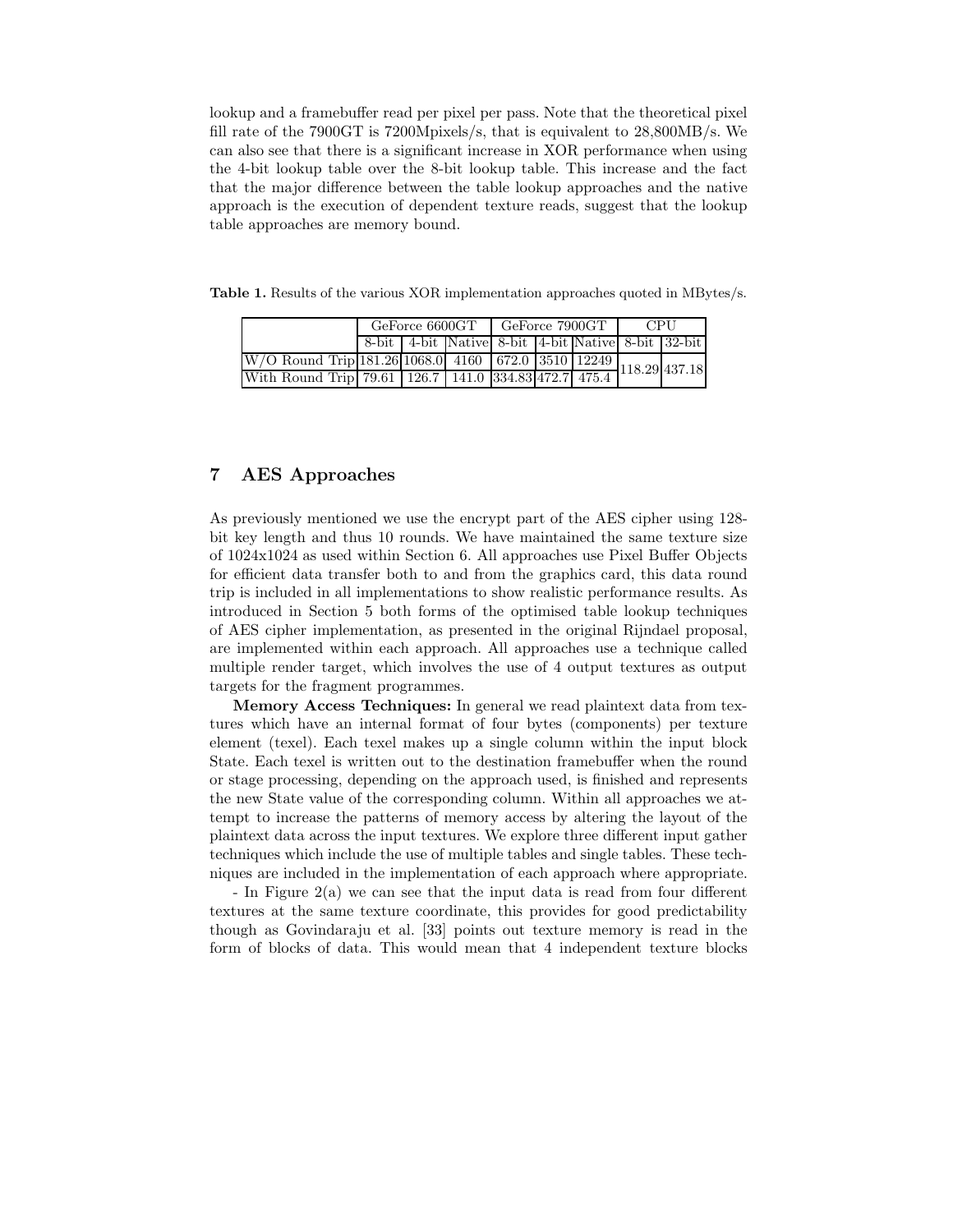lookup and a framebuffer read per pixel per pass. Note that the theoretical pixel fill rate of the 7900GT is 7200Mpixels/s, that is equivalent to 28,800MB/s. We can also see that there is a significant increase in XOR performance when using the 4-bit lookup table over the 8-bit lookup table. This increase and the fact that the major difference between the table lookup approaches and the native approach is the execution of dependent texture reads, suggest that the lookup table approaches are memory bound.

**Table 1.** Results of the various XOR implementation approaches quoted in MBytes/s.

| | GeForce 6600GT | | | GeForce 7900GT | | | CPU | |
|---|---|---|---|---|---|---|---|---|
| | 8-bit | 4-bit | Native | 8-bit | 4-bit | Native | 8-bit | 32-bit |
| W/O Round Trip | 181.26 | 1068.0 | 4160 | 672.0 | 3510 | 12249 | 118.29 | 437.18 |
| With Round Trip | 79.61 | 126.7 | 141.0 | 334.83 | 472.7 | 475.4 | | |

## 7 AES Approaches

As previously mentioned we use the encrypt part of the AES cipher using 128-bit key length and thus 10 rounds. We have maintained the same texture size of 1024x1024 as used within Section 6. All approaches use Pixel Buffer Objects for efficient data transfer both to and from the graphics card, this data round trip is included in all implementations to show realistic performance results. As introduced in Section 5 both forms of the optimised table lookup techniques of AES cipher implementation, as presented in the original Rijndael proposal, are implemented within each approach. All approaches use a technique called multiple render target, which involves the use of 4 output textures as output targets for the fragment programmes.

**Memory Access Techniques:** In general we read plaintext data from textures which have an internal format of four bytes (components) per texture element (texel). Each texel makes up a single column within the input block State. Each texel is written out to the destination framebuffer when the round or stage processing, depending on the approach used, is finished and represents the new State value of the corresponding column. Within all approaches we attempt to increase the patterns of memory access by altering the layout of the plaintext data across the input textures. We explore three different input gather techniques which include the use of multiple tables and single tables. These techniques are included in the implementation of each approach where appropriate.

- In Figure 2(a) we can see that the input data is read from four different textures at the same texture coordinate, this provides for good predictability though as Govindaraju et al. [33] points out texture memory is read in the form of blocks of data. This would mean that 4 independent texture blocks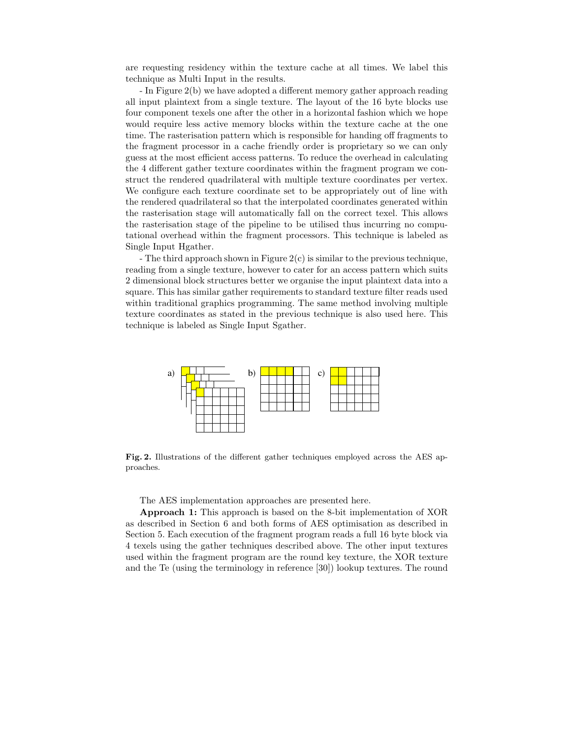are requesting residency within the texture cache at all times. We label this technique as Multi Input in the results.

- In Figure 2(b) we have adopted a different memory gather approach reading all input plaintext from a single texture. The layout of the 16 byte blocks use four component texels one after the other in a horizontal fashion which we hope would require less active memory blocks within the texture cache at the one time. The rasterisation pattern which is responsible for handing off fragments to the fragment processor in a cache friendly order is proprietary so we can only guess at the most efficient access patterns. To reduce the overhead in calculating the 4 different gather texture coordinates within the fragment program we construct the rendered quadrilateral with multiple texture coordinates per vertex. We configure each texture coordinate set to be appropriately out of line with the rendered quadrilateral so that the interpolated coordinates generated within the rasterisation stage will automatically fall on the correct texel. This allows the rasterisation stage of the pipeline to be utilised thus incurring no computational overhead within the fragment processors. This technique is labeled as Single Input Hgather.

- The third approach shown in Figure 2(c) is similar to the previous technique, reading from a single texture, however to cater for an access pattern which suits 2 dimensional block structures better we organise the input plaintext data into a square. This has similar gather requirements to standard texture filter reads used within traditional graphics programming. The same method involving multiple texture coordinates as stated in the previous technique is also used here. This technique is labeled as Single Input Sgather.

**Fig. 2.** Illustrations of the different gather techniques employed across the AES approaches.

The AES implementation approaches are presented here.

**Approach 1:** This approach is based on the 8-bit implementation of XOR as described in Section 6 and both forms of AES optimisation as described in Section 5. Each execution of the fragment program reads a full 16 byte block via 4 texels using the gather techniques described above. The other input textures used within the fragment program are the round key texture, the XOR texture and the Te (using the terminology in reference [30]) lookup textures. The round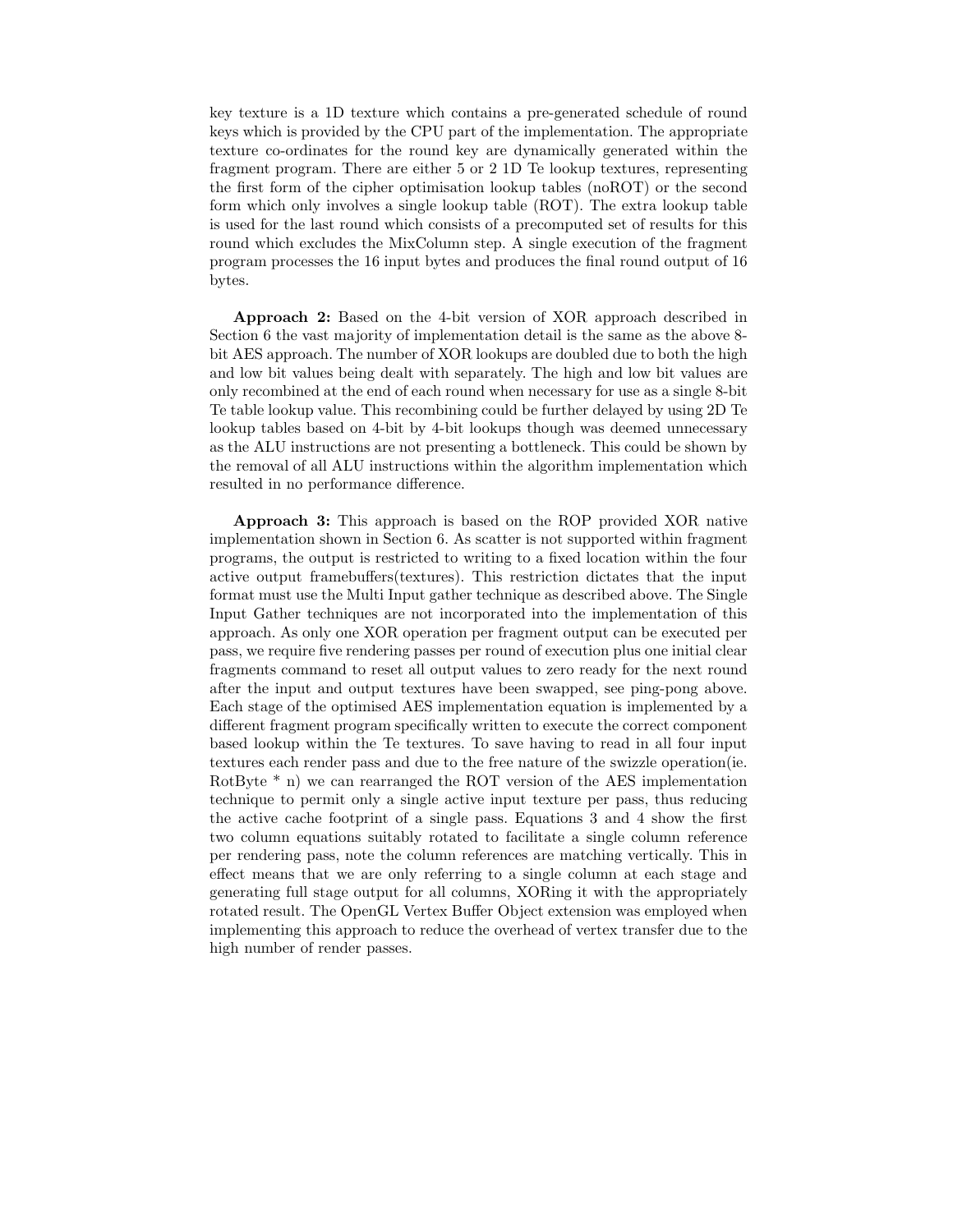key texture is a 1D texture which contains a pre-generated schedule of round keys which is provided by the CPU part of the implementation. The appropriate texture co-ordinates for the round key are dynamically generated within the fragment program. There are either 5 or 2 1D Te lookup textures, representing the first form of the cipher optimisation lookup tables (noROT) or the second form which only involves a single lookup table (ROT). The extra lookup table is used for the last round which consists of a precomputed set of results for this round which excludes the MixColumn step. A single execution of the fragment program processes the 16 input bytes and produces the final round output of 16 bytes.

**Approach 2:** Based on the 4-bit version of XOR approach described in Section 6 the vast majority of implementation detail is the same as the above 8-bit AES approach. The number of XOR lookups are doubled due to both the high and low bit values being dealt with separately. The high and low bit values are only recombined at the end of each round when necessary for use as a single 8-bit Te table lookup value. This recombining could be further delayed by using 2D Te lookup tables based on 4-bit by 4-bit lookups though was deemed unnecessary as the ALU instructions are not presenting a bottleneck. This could be shown by the removal of all ALU instructions within the algorithm implementation which resulted in no performance difference.

**Approach 3:** This approach is based on the ROP provided XOR native implementation shown in Section 6. As scatter is not supported within fragment programs, the output is restricted to writing to a fixed location within the four active output framebuffers(textures). This restriction dictates that the input format must use the Multi Input gather technique as described above. The Single Input Gather techniques are not incorporated into the implementation of this approach. As only one XOR operation per fragment output can be executed per pass, we require five rendering passes per round of execution plus one initial clear fragments command to reset all output values to zero ready for the next round after the input and output textures have been swapped, see ping-pong above. Each stage of the optimised AES implementation equation is implemented by a different fragment program specifically written to execute the correct component based lookup within the Te textures. To save having to read in all four input textures each render pass and due to the free nature of the swizzle operation(ie. RotByte * n) we can rearranged the ROT version of the AES implementation technique to permit only a single active input texture per pass, thus reducing the active cache footprint of a single pass. Equations 3 and 4 show the first two column equations suitably rotated to facilitate a single column reference per rendering pass, note the column references are matching vertically. This in effect means that we are only referring to a single column at each stage and generating full stage output for all columns, XORing it with the appropriately rotated result. The OpenGL Vertex Buffer Object extension was employed when implementing this approach to reduce the overhead of vertex transfer due to the high number of render passes.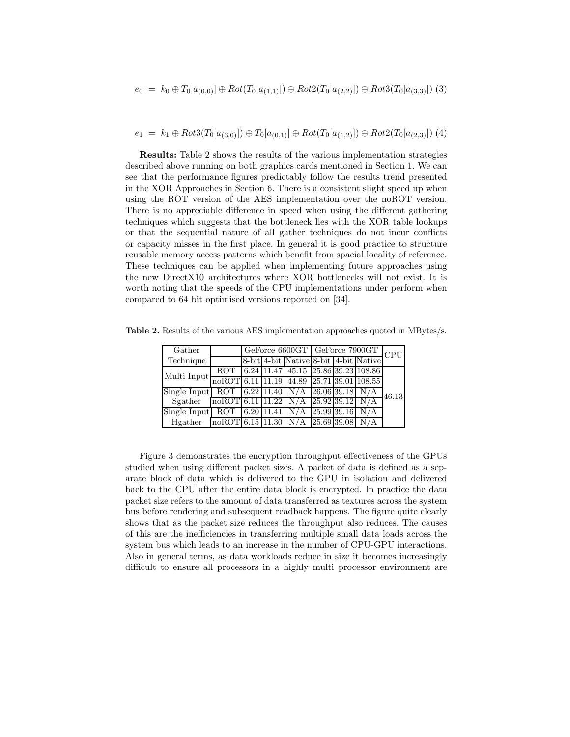$$e_0 = k_0 \oplus T_0[a_{(0,0)}] \oplus Rot(T_0[a_{(1,1)}]) \oplus Rot2(T_0[a_{(2,2)}]) \oplus Rot3(T_0[a_{(3,3)}]) \quad (3)$$

$$e_1 = k_1 \oplus Rot3(T_0[a_{(3,0)}]) \oplus T_0[a_{(0,1)}] \oplus Rot(T_0[a_{(1,2)}]) \oplus Rot2(T_0[a_{(2,3)}]) \quad (4)$$

**Results:** Table 2 shows the results of the various implementation strategies described above running on both graphics cards mentioned in Section 1. We can see that the performance figures predictably follow the results trend presented in the XOR Approaches in Section 6. There is a consistent slight speed up when using the ROT version of the AES implementation over the noROT version. There is no appreciable difference in speed when using the different gathering techniques which suggests that the bottleneck lies with the XOR table lookups or that the sequential nature of all gather techniques do not incur conflicts or capacity misses in the first place. In general it is good practice to structure reusable memory access patterns which benefit from spacial locality of reference. These techniques can be applied when implementing future approaches using the new DirectX10 architectures where XOR bottlenecks will not exist. It is worth noting that the speeds of the CPU implementations under perform when compared to 64 bit optimised versions reported on [34].

**Table 2.** Results of the various AES implementation approaches quoted in MBytes/s.

| Gather Technique | | GeForce 6600GT | | | GeForce 7900GT | | | CPU |
|---|---|---|---|---|---|---|---|---|
| | | 8-bit | 4-bit | Native | 8-bit | 4-bit | Native | |
| Multi Input | ROT | 6.24 | 11.47 | 45.15 | 25.86 | 39.23 | 108.86 | 46.13 |
| | noROT | 6.11 | 11.19 | 44.89 | 25.71 | 39.01 | 108.55 | |
| Single Input Sgather | ROT | 6.22 | 11.40 | N/A | 26.06 | 39.18 | N/A | |
| | noROT | 6.11 | 11.22 | N/A | 25.92 | 39.12 | N/A | |
| Single Input Hgather | ROT | 6.20 | 11.41 | N/A | 25.99 | 39.16 | N/A | |
| | noROT | 6.15 | 11.30 | N/A | 25.69 | 39.08 | N/A | |

Figure 3 demonstrates the encryption throughput effectiveness of the GPUs studied when using different packet sizes. A packet of data is defined as a separate block of data which is delivered to the GPU in isolation and delivered back to the CPU after the entire data block is encrypted. In practice the data packet size refers to the amount of data transferred as textures across the system bus before rendering and subsequent readback happens. The figure quite clearly shows that as the packet size reduces the throughput also reduces. The causes of this are the inefficiencies in transferring multiple small data loads across the system bus which leads to an increase in the number of CPU-GPU interactions. Also in general terms, as data workloads reduce in size it becomes increasingly difficult to ensure all processors in a highly multi processor environment are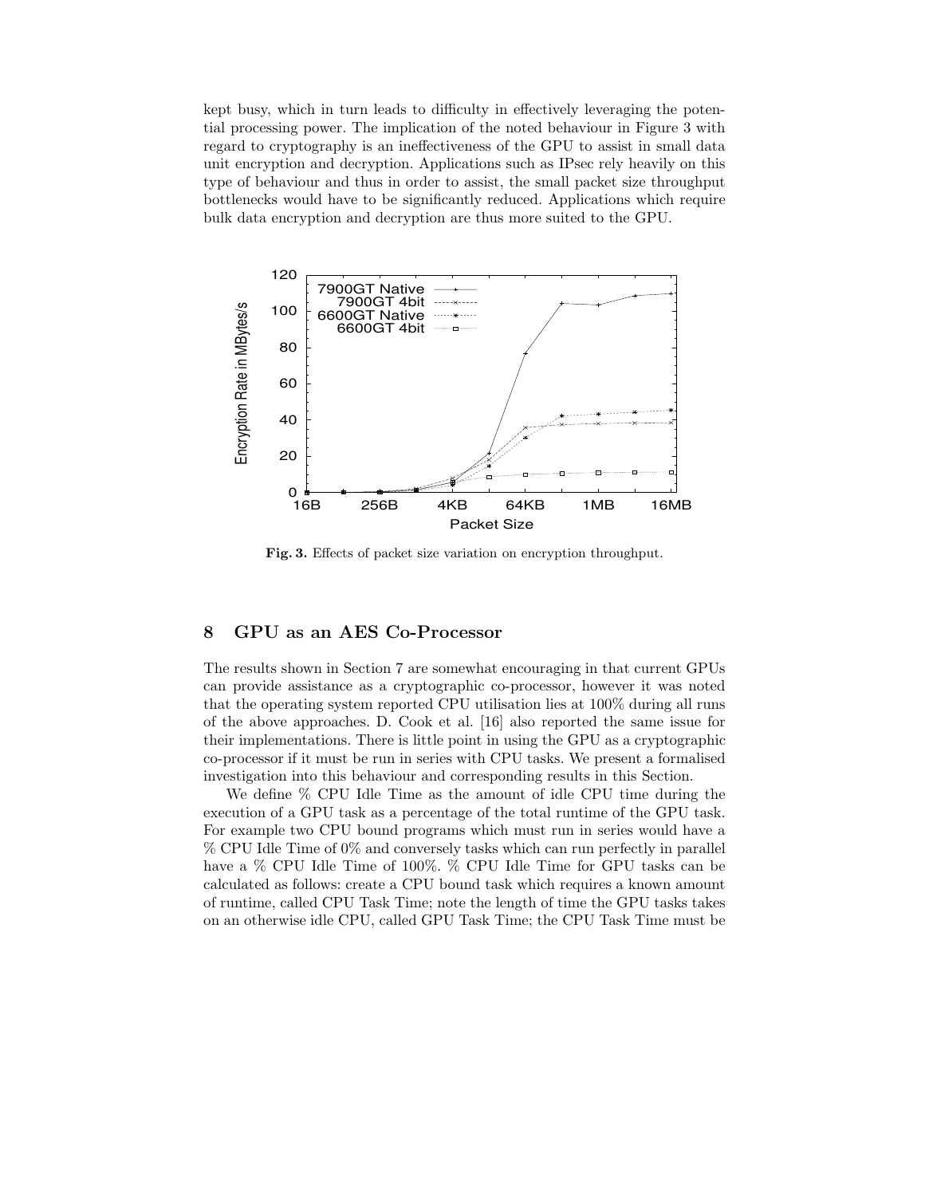kept busy, which in turn leads to difficulty in effectively leveraging the potential processing power. The implication of the noted behaviour in Figure 3 with regard to cryptography is an ineffectiveness of the GPU to assist in small data unit encryption and decryption. Applications such as IPsec rely heavily on this type of behaviour and thus in order to assist, the small packet size throughput bottlenecks would have to be significantly reduced. Applications which require bulk data encryption and decryption are thus more suited to the GPU.

**Fig. 3.** Effects of packet size variation on encryption throughput.

## 8 GPU as an AES Co-Processor

The results shown in Section 7 are somewhat encouraging in that current GPUs can provide assistance as a cryptographic co-processor, however it was noted that the operating system reported CPU utilisation lies at 100% during all runs of the above approaches. D. Cook et al. [16] also reported the same issue for their implementations. There is little point in using the GPU as a cryptographic co-processor if it must be run in series with CPU tasks. We present a formalised investigation into this behaviour and corresponding results in this Section.

We define % CPU Idle Time as the amount of idle CPU time during the execution of a GPU task as a percentage of the total runtime of the GPU task. For example two CPU bound programs which must run in series would have a % CPU Idle Time of 0% and conversely tasks which can run perfectly in parallel have a % CPU Idle Time of 100%. % CPU Idle Time for GPU tasks can be calculated as follows: create a CPU bound task which requires a known amount of runtime, called CPU Task Time; note the length of time the GPU tasks takes on an otherwise idle CPU, called GPU Task Time; the CPU Task Time must be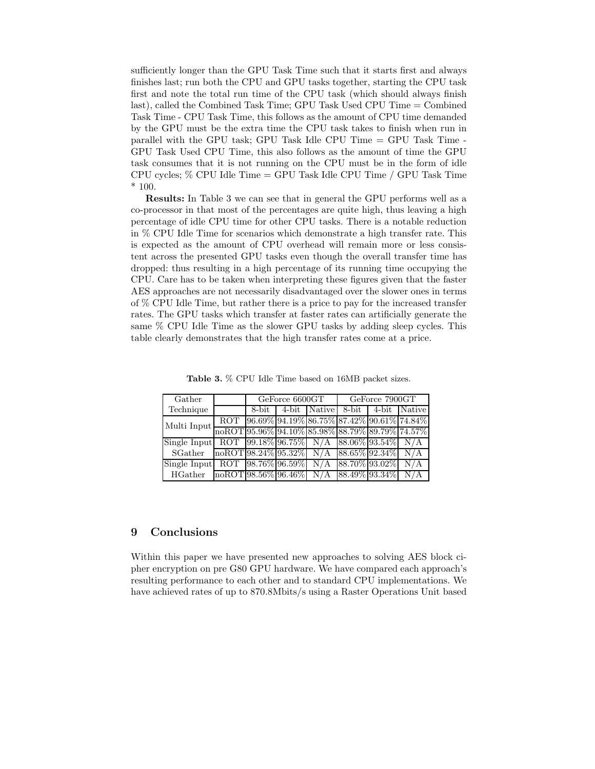sufficiently longer than the GPU Task Time such that it starts first and always finishes last; run both the CPU and GPU tasks together, starting the CPU task first and note the total run time of the CPU task (which should always finish last), called the Combined Task Time; GPU Task Used CPU Time = Combined Task Time - CPU Task Time, this follows as the amount of CPU time demanded by the GPU must be the extra time the CPU task takes to finish when run in parallel with the GPU task; GPU Task Idle CPU Time = GPU Task Time - GPU Task Used CPU Time, this also follows as the amount of time the GPU task consumes that it is not running on the CPU must be in the form of idle CPU cycles; % CPU Idle Time = GPU Task Idle CPU Time / GPU Task Time * 100.

**Results:** In Table 3 we can see that in general the GPU performs well as a co-processor in that most of the percentages are quite high, thus leaving a high percentage of idle CPU time for other CPU tasks. There is a notable reduction in % CPU Idle Time for scenarios which demonstrate a high transfer rate. This is expected as the amount of CPU overhead will remain more or less consistent across the presented GPU tasks even though the overall transfer time has dropped: thus resulting in a high percentage of its running time occupying the CPU. Care has to be taken when interpreting these figures given that the faster AES approaches are not necessarily disadvantaged over the slower ones in terms of % CPU Idle Time, but rather there is a price to pay for the increased transfer rates. The GPU tasks which transfer at faster rates can artificially generate the same % CPU Idle Time as the slower GPU tasks by adding sleep cycles. This table clearly demonstrates that the high transfer rates come at a price.

**Table 3.** % CPU Idle Time based on 16MB packet sizes.

| Gather Technique | | GeForce 6600GT | | | GeForce 7900GT | | |
|---|---|---|---|---|---|---|---|
| | | 8-bit | 4-bit | Native | 8-bit | 4-bit | Native |
| Multi Input | ROT | 96.69% | 94.19% | 86.75% | 87.42% | 90.61% | 74.84% |
| | noROT | 95.96% | 94.10% | 85.98% | 88.79% | 89.79% | 74.57% |
| Single Input SGather | ROT | 99.18% | 96.75% | N/A | 88.06% | 93.54% | N/A |
| | noROT | 98.24% | 95.32% | N/A | 88.65% | 92.34% | N/A |
| Single Input HGather | ROT | 98.76% | 96.59% | N/A | 88.70% | 93.02% | N/A |
| | noROT | 98.56% | 96.46% | N/A | 88.49% | 93.34% | N/A |

## 9 Conclusions

Within this paper we have presented new approaches to solving AES block cipher encryption on pre G80 GPU hardware. We have compared each approach's resulting performance to each other and to standard CPU implementations. We have achieved rates of up to 870.8Mbits/s using a Raster Operations Unit based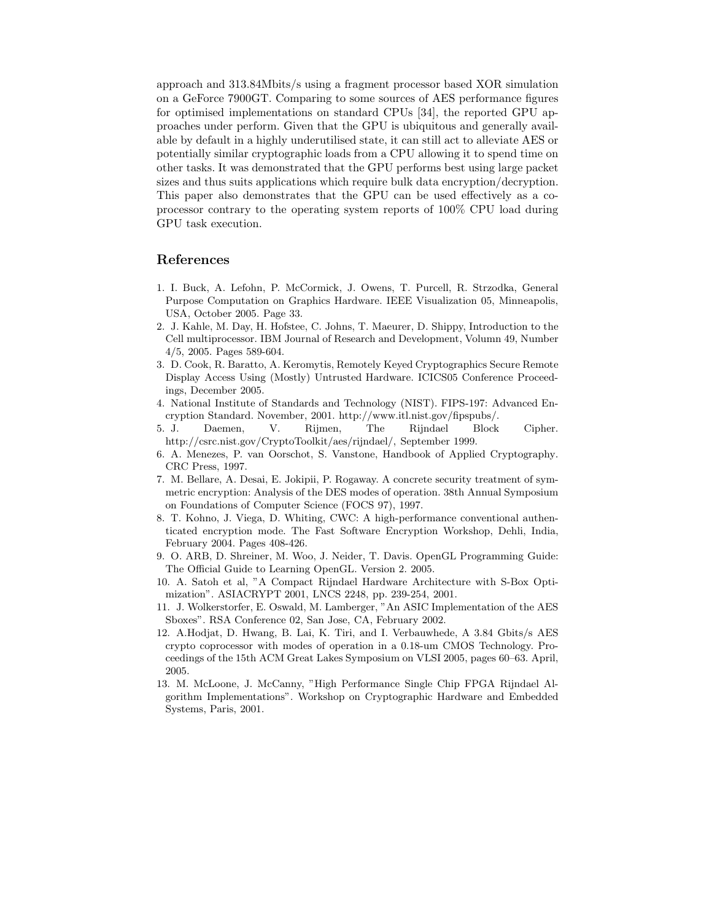approach and 313.84Mbits/s using a fragment processor based XOR simulation on a GeForce 7900GT. Comparing to some sources of AES performance figures for optimised implementations on standard CPUs [34], the reported GPU approaches under perform. Given that the GPU is ubiquitous and generally available by default in a highly underutilised state, it can still act to alleviate AES or potentially similar cryptographic loads from a CPU allowing it to spend time on other tasks. It was demonstrated that the GPU performs best using large packet sizes and thus suits applications which require bulk data encryption/decryption. This paper also demonstrates that the GPU can be used effectively as a co-processor contrary to the operating system reports of 100% CPU load during GPU task execution.

## References

1. I. Buck, A. Lefohn, P. McCormick, J. Owens, T. Purcell, R. Strzodka, General Purpose Computation on Graphics Hardware. IEEE Visualization 05, Minneapolis, USA, October 2005. Page 33.
2. J. Kahle, M. Day, H. Hofstee, C. Johns, T. Maeurer, D. Shippy, Introduction to the Cell multiprocessor. IBM Journal of Research and Development, Volumn 49, Number 4/5, 2005. Pages 589-604.
3. D. Cook, R. Baratto, A. Keromytis, Remotely Keyed Cryptographics Secure Remote Display Access Using (Mostly) Untrusted Hardware. ICICS05 Conference Proceedings, December 2005.
4. National Institute of Standards and Technology (NIST). FIPS-197: Advanced Encryption Standard. November, 2001. http://www.itl.nist.gov/fipspubs/.
5. J. Daemen, V. Rijmen, The Rijndael Block Cipher. http://csrc.nist.gov/CryptoToolkit/aes/rijndael/, September 1999.
6. A. Menezes, P. van Oorschot, S. Vanstone, Handbook of Applied Cryptography. CRC Press, 1997.
7. M. Bellare, A. Desai, E. Jokipii, P. Rogaway. A concrete security treatment of symmetric encryption: Analysis of the DES modes of operation. 38th Annual Symposium on Foundations of Computer Science (FOCS 97), 1997.
8. T. Kohno, J. Viega, D. Whiting, CWC: A high-performance conventional authenticated encryption mode. The Fast Software Encryption Workshop, Dehli, India, February 2004. Pages 408-426.
9. O. ARB, D. Shreiner, M. Woo, J. Neider, T. Davis. OpenGL Programming Guide: The Official Guide to Learning OpenGL. Version 2. 2005.
10. A. Satoh et al, "A Compact Rijndael Hardware Architecture with S-Box Optimization". ASIACRYPT 2001, LNCS 2248, pp. 239-254, 2001.
11. J. Wolkerstorfer, E. Oswald, M. Lamberger, "An ASIC Implementation of the AES Sboxes". RSA Conference 02, San Jose, CA, February 2002.
12. A.Hodjat, D. Hwang, B. Lai, K. Tiri, and I. Verbauwhede, A 3.84 Gbits/s AES crypto coprocessor with modes of operation in a 0.18-um CMOS Technology. Proceedings of the 15th ACM Great Lakes Symposium on VLSI 2005, pages 60–63. April, 2005.
13. M. McLoone, J. McCanny, "High Performance Single Chip FPGA Rijndael Algorithm Implementations". Workshop on Cryptographic Hardware and Embedded Systems, Paris, 2001.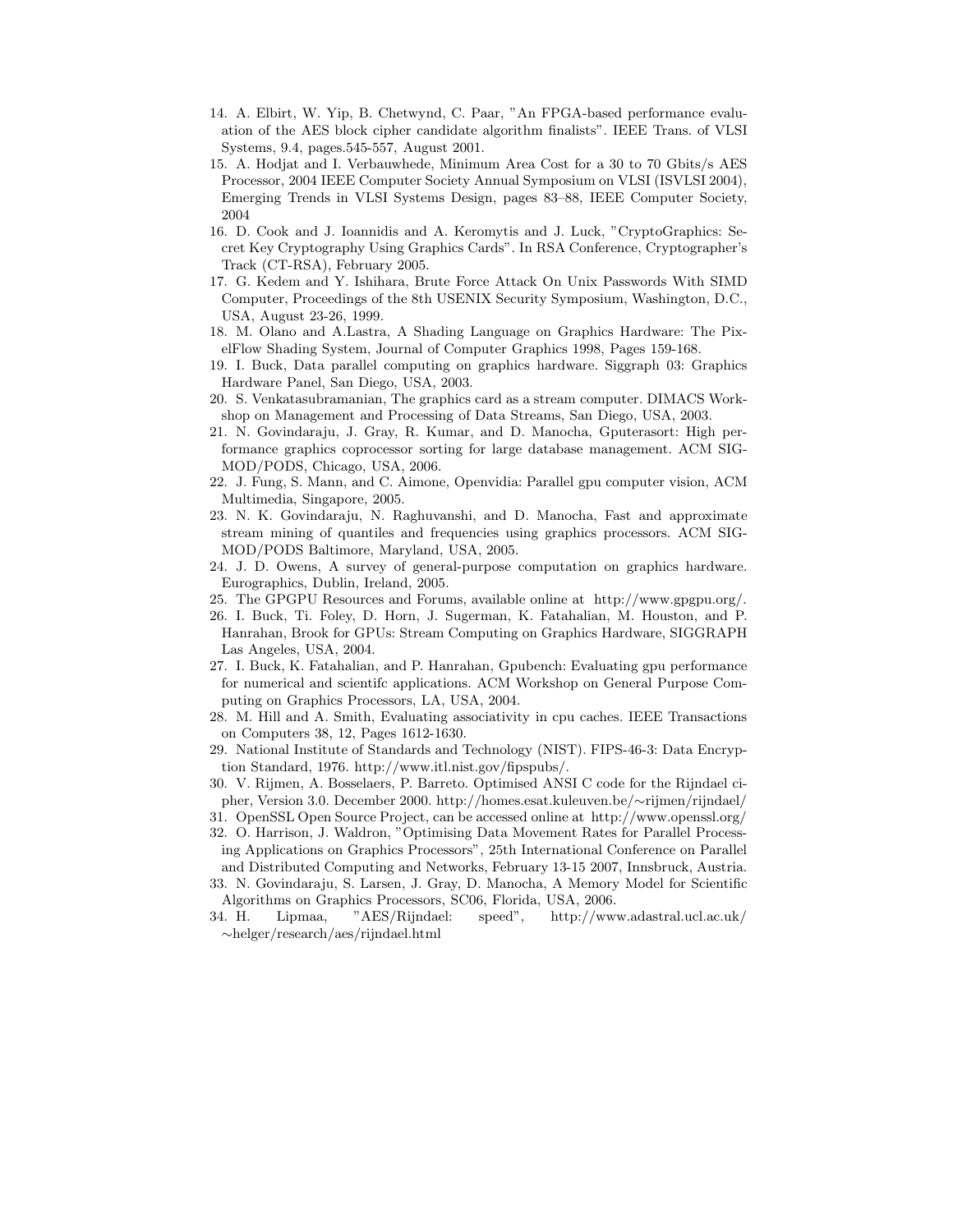14. A. Elbirt, W. Yip, B. Chetwynd, C. Paar, "An FPGA-based performance evaluation of the AES block cipher candidate algorithm finalists". IEEE Trans. of VLSI Systems, 9.4, pages.545-557, August 2001.
15. A. Hodjat and I. Verbauwhede, Minimum Area Cost for a 30 to 70 Gbits/s AES Processor, 2004 IEEE Computer Society Annual Symposium on VLSI (ISVLSI 2004), Emerging Trends in VLSI Systems Design, pages 83–88, IEEE Computer Society, 2004
16. D. Cook and J. Ioannidis and A. Keromytis and J. Luck, "CryptoGraphics: Secret Key Cryptography Using Graphics Cards". In RSA Conference, Cryptographer's Track (CT-RSA), February 2005.
17. G. Kedem and Y. Ishihara, Brute Force Attack On Unix Passwords With SIMD Computer, Proceedings of the 8th USENIX Security Symposium, Washington, D.C., USA, August 23-26, 1999.
18. M. Olano and A.Lastra, A Shading Language on Graphics Hardware: The PixelFlow Shading System, Journal of Computer Graphics 1998, Pages 159-168.
19. I. Buck, Data parallel computing on graphics hardware. Siggraph 03: Graphics Hardware Panel, San Diego, USA, 2003.
20. S. Venkatasubramanian, The graphics card as a stream computer. DIMACS Workshop on Management and Processing of Data Streams, San Diego, USA, 2003.
21. N. Govindaraju, J. Gray, R. Kumar, and D. Manocha, Gputerasort: High performance graphics coprocessor sorting for large database management. ACM SIGMOD/PODS, Chicago, USA, 2006.
22. J. Fung, S. Mann, and C. Aimone, Openvidia: Parallel gpu computer vision, ACM Multimedia, Singapore, 2005.
23. N. K. Govindaraju, N. Raghuvanshi, and D. Manocha, Fast and approximate stream mining of quantiles and frequencies using graphics processors. ACM SIGMOD/PODS Baltimore, Maryland, USA, 2005.
24. J. D. Owens, A survey of general-purpose computation on graphics hardware. Eurographics, Dublin, Ireland, 2005.
25. The GPGPU Resources and Forums, available online at http://www.gpgpu.org/.
26. I. Buck, Ti. Foley, D. Horn, J. Sugerman, K. Fatahalian, M. Houston, and P. Hanrahan, Brook for GPUs: Stream Computing on Graphics Hardware, SIGGRAPH Las Angeles, USA, 2004.
27. I. Buck, K. Fatahalian, and P. Hanrahan, Gpubench: Evaluating gpu performance for numerical and scientifc applications. ACM Workshop on General Purpose Computing on Graphics Processors, LA, USA, 2004.
28. M. Hill and A. Smith, Evaluating associativity in cpu caches. IEEE Transactions on Computers 38, 12, Pages 1612-1630.
29. National Institute of Standards and Technology (NIST). FIPS-46-3: Data Encryption Standard, 1976. http://www.itl.nist.gov/fipspubs/.
30. V. Rijmen, A. Bosselaers, P. Barreto. Optimised ANSI C code for the Rijndael cipher, Version 3.0. December 2000. http://homes.esat.kuleuven.be/~rijmen/rijndael/
31. OpenSSL Open Source Project, can be accessed online at http://www.openssl.org/
32. O. Harrison, J. Waldron, "Optimising Data Movement Rates for Parallel Processing Applications on Graphics Processors", 25th International Conference on Parallel and Distributed Computing and Networks, February 13-15 2007, Innsbruck, Austria.
33. N. Govindaraju, S. Larsen, J. Gray, D. Manocha, A Memory Model for Scientific Algorithms on Graphics Processors, SC06, Florida, USA, 2006.
34. H. Lipmaa, "AES/Rijndael: speed", http://www.adastral.ucl.ac.uk/~helger/research/aes/rijndael.html